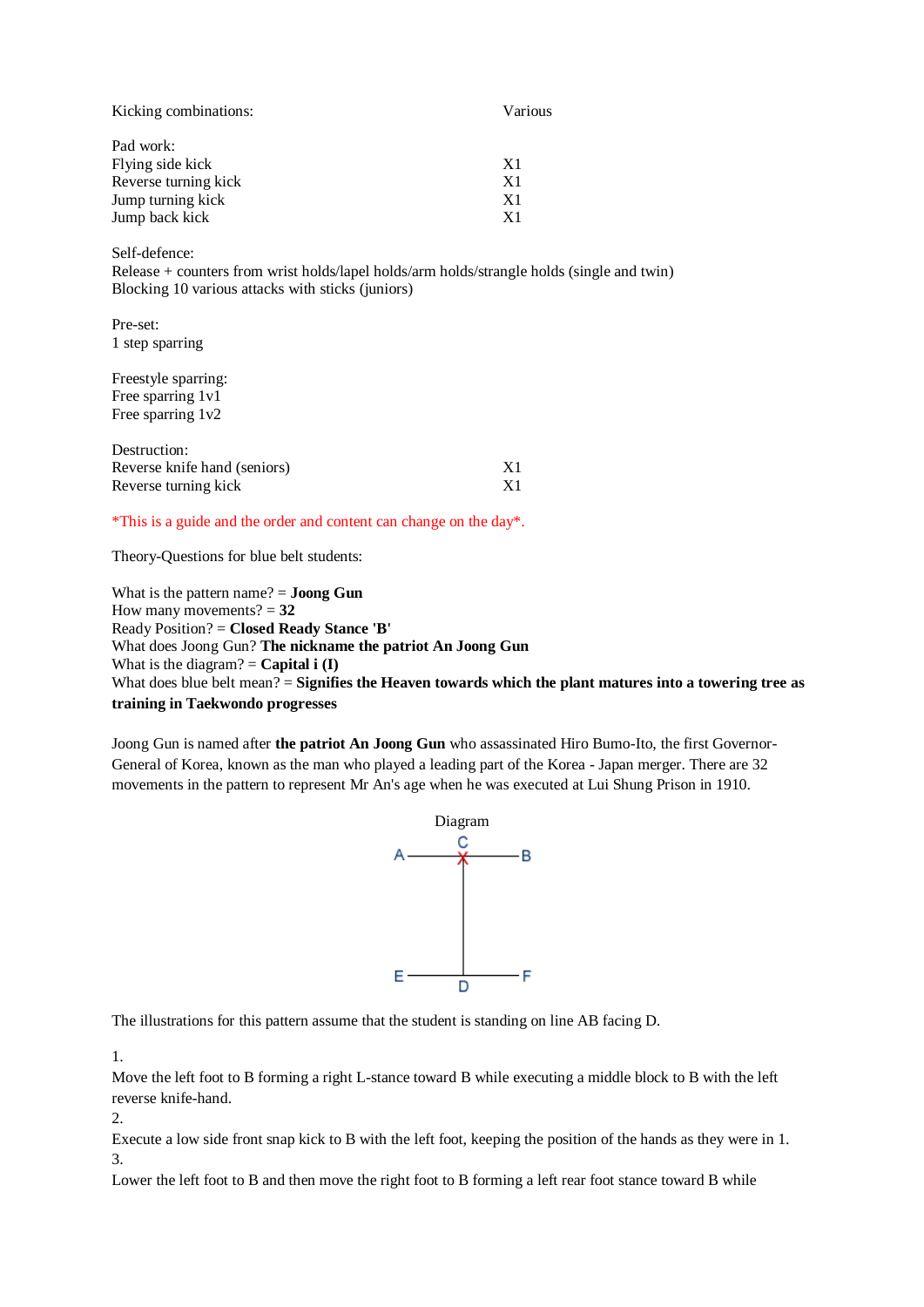| | |
|---|---|
| Kicking combinations: | Various |

Pad work:

| | |
|---|---|
| Flying side kick | X1 |
| Reverse turning kick | X1 |
| Jump turning kick | X1 |
| Jump back kick | X1 |

Self-defence:
Release + counters from wrist holds/lapel holds/arm holds/strangle holds (single and twin)
Blocking 10 various attacks with sticks (juniors)

Pre-set:
1 step sparring

Freestyle sparring:
Free sparring 1v1
Free sparring 1v2

Destruction:

| | |
|---|---|
| Reverse knife hand (seniors) | X1 |
| Reverse turning kick | X1 |

*This is a guide and the order and content can change on the day*.

Theory-Questions for blue belt students:

What is the pattern name? = **Joong Gun**
How many movements? = **32**
Ready Position? = **Closed Ready Stance 'B'**
What does Joong Gun? **The nickname the patriot An Joong Gun**
What is the diagram? = **Capital i (I)**
What does blue belt mean? = **Signifies the Heaven towards which the plant matures into a towering tree as training in Taekwondo progresses**

Joong Gun is named after **the patriot An Joong Gun** who assassinated Hiro Bumo-Ito, the first Governor-General of Korea, known as the man who played a leading part of the Korea - Japan merger. There are 32 movements in the pattern to represent Mr An's age when he was executed at Lui Shung Prison in 1910.

Diagram

```
        C
A ------X------ B
        |
        |
        |
        |
E ------+------ F
        D
```

The illustrations for this pattern assume that the student is standing on line AB facing D.

1.
Move the left foot to B forming a right L-stance toward B while executing a middle block to B with the left reverse knife-hand.
2.
Execute a low side front snap kick to B with the left foot, keeping the position of the hands as they were in 1.
3.
Lower the left foot to B and then move the right foot to B forming a left rear foot stance toward B while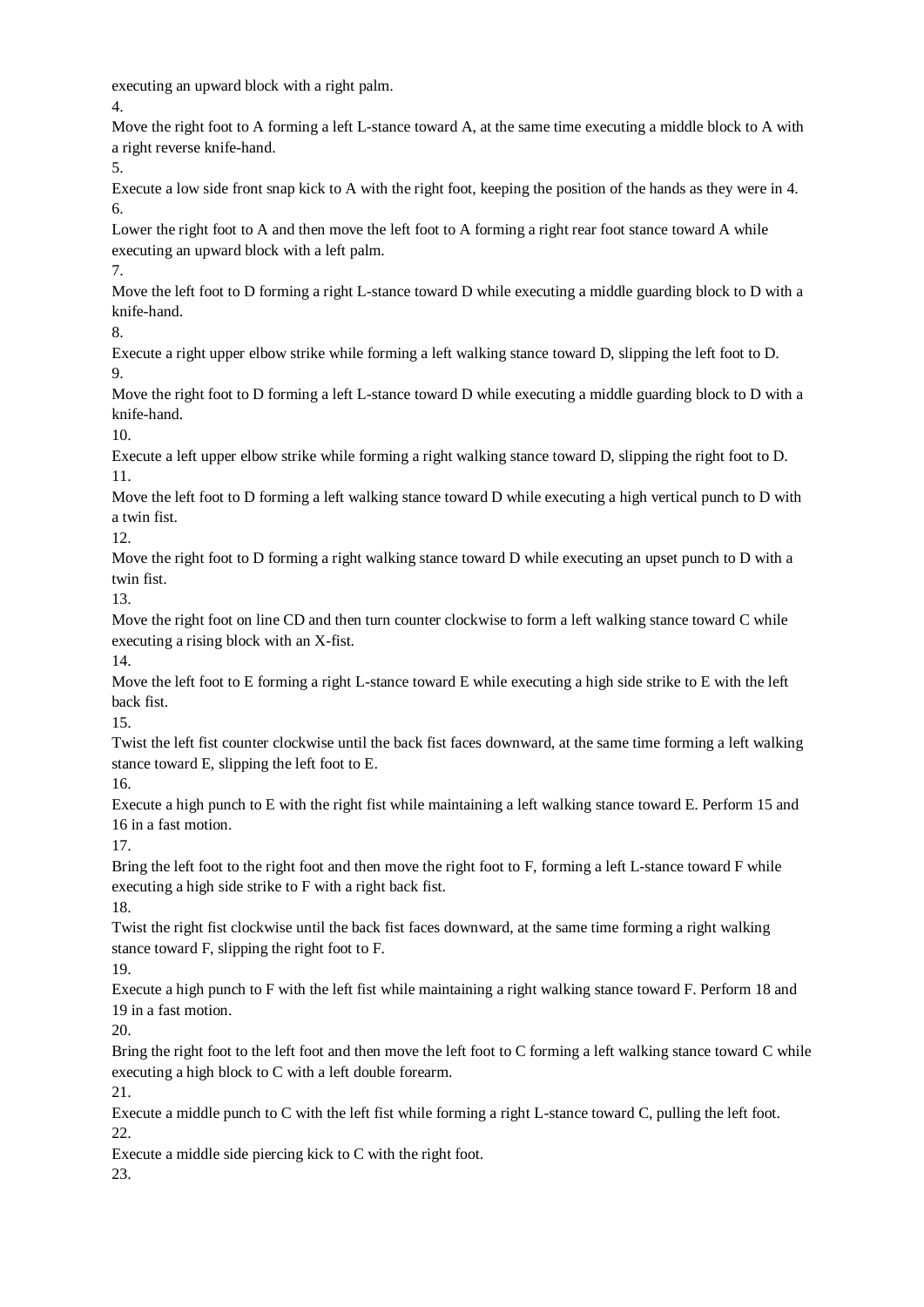executing an upward block with a right palm.

4.

Move the right foot to A forming a left L-stance toward A, at the same time executing a middle block to A with a right reverse knife-hand.

5.

Execute a low side front snap kick to A with the right foot, keeping the position of the hands as they were in 4.

6.

Lower the right foot to A and then move the left foot to A forming a right rear foot stance toward A while executing an upward block with a left palm.

7.

Move the left foot to D forming a right L-stance toward D while executing a middle guarding block to D with a knife-hand.

8.

Execute a right upper elbow strike while forming a left walking stance toward D, slipping the left foot to D.

9.

Move the right foot to D forming a left L-stance toward D while executing a middle guarding block to D with a knife-hand.

10.

Execute a left upper elbow strike while forming a right walking stance toward D, slipping the right foot to D.

11.

Move the left foot to D forming a left walking stance toward D while executing a high vertical punch to D with a twin fist.

12.

Move the right foot to D forming a right walking stance toward D while executing an upset punch to D with a twin fist.

13.

Move the right foot on line CD and then turn counter clockwise to form a left walking stance toward C while executing a rising block with an X-fist.

14.

Move the left foot to E forming a right L-stance toward E while executing a high side strike to E with the left back fist.

15.

Twist the left fist counter clockwise until the back fist faces downward, at the same time forming a left walking stance toward E, slipping the left foot to E.

16.

Execute a high punch to E with the right fist while maintaining a left walking stance toward E. Perform 15 and 16 in a fast motion.

17.

Bring the left foot to the right foot and then move the right foot to F, forming a left L-stance toward F while executing a high side strike to F with a right back fist.

18.

Twist the right fist clockwise until the back fist faces downward, at the same time forming a right walking stance toward F, slipping the right foot to F.

19.

Execute a high punch to F with the left fist while maintaining a right walking stance toward F. Perform 18 and 19 in a fast motion.

20.

Bring the right foot to the left foot and then move the left foot to C forming a left walking stance toward C while executing a high block to C with a left double forearm.

21.

Execute a middle punch to C with the left fist while forming a right L-stance toward C, pulling the left foot.

22.

Execute a middle side piercing kick to C with the right foot.

23.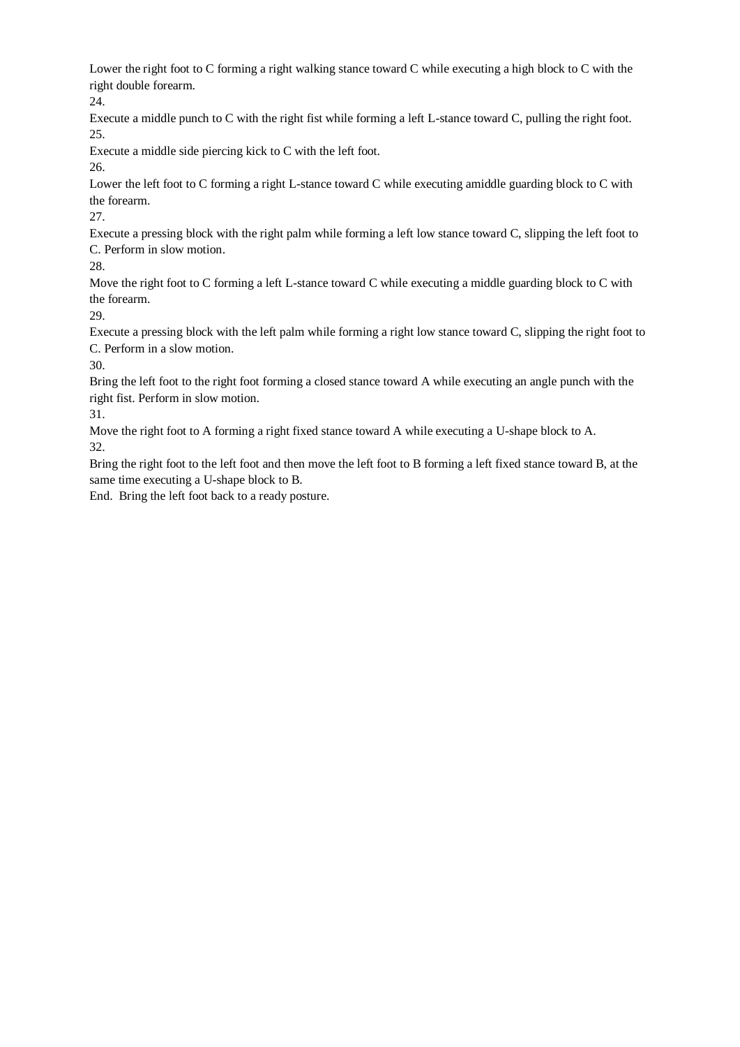Lower the right foot to C forming a right walking stance toward C while executing a high block to C with the right double forearm.

24.

Execute a middle punch to C with the right fist while forming a left L-stance toward C, pulling the right foot.

25.

Execute a middle side piercing kick to C with the left foot.

26.

Lower the left foot to C forming a right L-stance toward C while executing amiddle guarding block to C with the forearm.

27.

Execute a pressing block with the right palm while forming a left low stance toward C, slipping the left foot to C. Perform in slow motion.

28.

Move the right foot to C forming a left L-stance toward C while executing a middle guarding block to C with the forearm.

29.

Execute a pressing block with the left palm while forming a right low stance toward C, slipping the right foot to C. Perform in a slow motion.

30.

Bring the left foot to the right foot forming a closed stance toward A while executing an angle punch with the right fist. Perform in slow motion.

31.

Move the right foot to A forming a right fixed stance toward A while executing a U-shape block to A.

32.

Bring the right foot to the left foot and then move the left foot to B forming a left fixed stance toward B, at the same time executing a U-shape block to B.

End. Bring the left foot back to a ready posture.